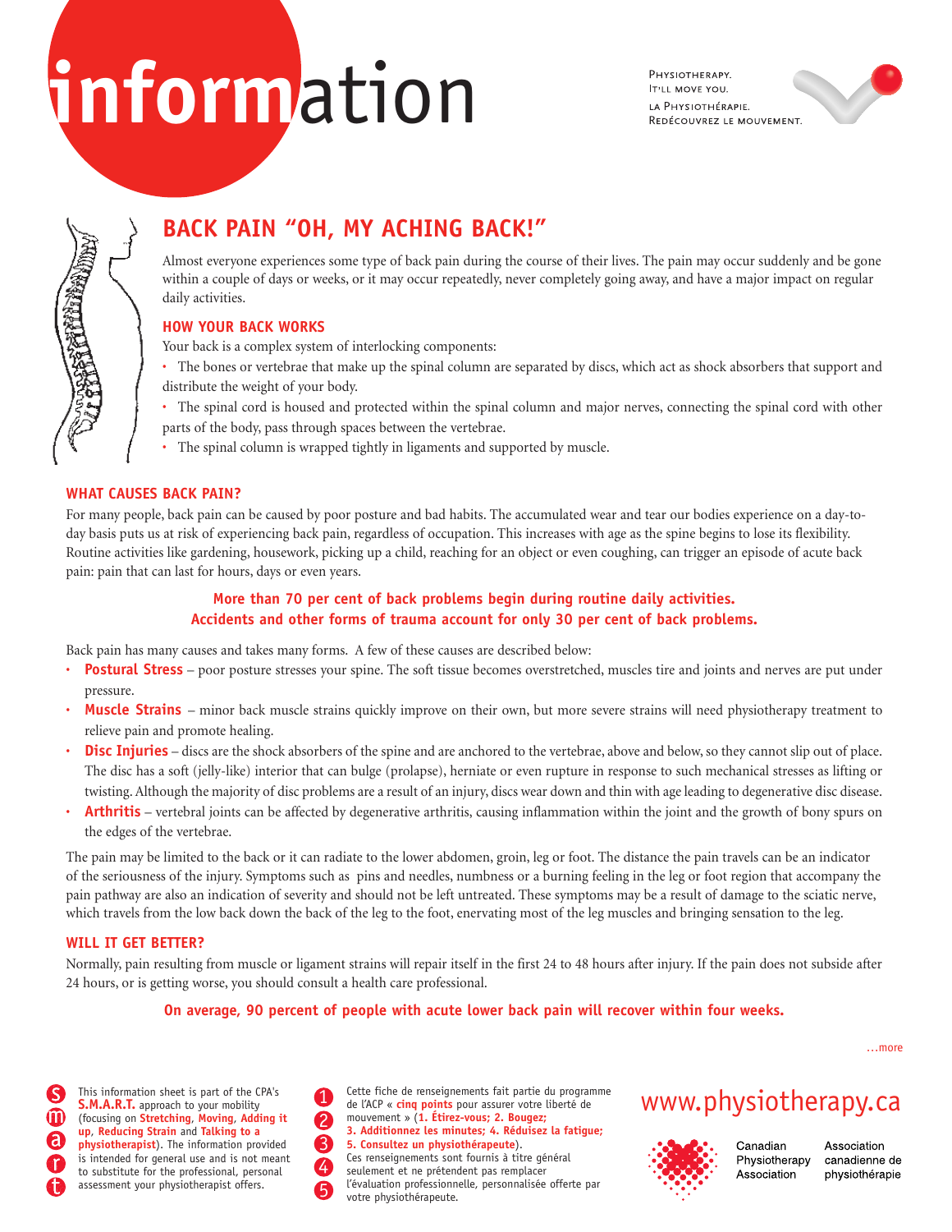# information

PHYSIOTHERAPY.
IT'LL MOVE YOU.
LA PHYSIOTHÉRAPIE.
REDÉCOUVREZ LE MOUVEMENT.

## BACK PAIN "OH, MY ACHING BACK!"

Almost everyone experiences some type of back pain during the course of their lives. The pain may occur suddenly and be gone within a couple of days or weeks, or it may occur repeatedly, never completely going away, and have a major impact on regular daily activities.

### HOW YOUR BACK WORKS

Your back is a complex system of interlocking components:

- The bones or vertebrae that make up the spinal column are separated by discs, which act as shock absorbers that support and distribute the weight of your body.
- The spinal cord is housed and protected within the spinal column and major nerves, connecting the spinal cord with other parts of the body, pass through spaces between the vertebrae.
- The spinal column is wrapped tightly in ligaments and supported by muscle.

### WHAT CAUSES BACK PAIN?

For many people, back pain can be caused by poor posture and bad habits. The accumulated wear and tear our bodies experience on a day-to-day basis puts us at risk of experiencing back pain, regardless of occupation. This increases with age as the spine begins to lose its flexibility. Routine activities like gardening, housework, picking up a child, reaching for an object or even coughing, can trigger an episode of acute back pain: pain that can last for hours, days or even years.

**More than 70 per cent of back problems begin during routine daily activities. Accidents and other forms of trauma account for only 30 per cent of back problems.**

Back pain has many causes and takes many forms. A few of these causes are described below:

- **Postural Stress** – poor posture stresses your spine. The soft tissue becomes overstretched, muscles tire and joints and nerves are put under pressure.
- **Muscle Strains** – minor back muscle strains quickly improve on their own, but more severe strains will need physiotherapy treatment to relieve pain and promote healing.
- **Disc Injuries** – discs are the shock absorbers of the spine and are anchored to the vertebrae, above and below, so they cannot slip out of place. The disc has a soft (jelly-like) interior that can bulge (prolapse), herniate or even rupture in response to such mechanical stresses as lifting or twisting. Although the majority of disc problems are a result of an injury, discs wear down and thin with age leading to degenerative disc disease.
- **Arthritis** – vertebral joints can be affected by degenerative arthritis, causing inflammation within the joint and the growth of bony spurs on the edges of the vertebrae.

The pain may be limited to the back or it can radiate to the lower abdomen, groin, leg or foot. The distance the pain travels can be an indicator of the seriousness of the injury. Symptoms such as pins and needles, numbness or a burning feeling in the leg or foot region that accompany the pain pathway are also an indication of severity and should not be left untreated. These symptoms may be a result of damage to the sciatic nerve, which travels from the low back down the back of the leg to the foot, enervating most of the leg muscles and bringing sensation to the leg.

### WILL IT GET BETTER?

Normally, pain resulting from muscle or ligament strains will repair itself in the first 24 to 48 hours after injury. If the pain does not subside after 24 hours, or is getting worse, you should consult a health care professional.

**On average, 90 percent of people with acute lower back pain will recover within four weeks.**

...more

This information sheet is part of the CPA's **S.M.A.R.T.** approach to your mobility (focusing on **Stretching**, **Moving**, **Adding it up**, **Reducing Strain** and **Talking to a physiotherapist**). The information provided is intended for general use and is not meant to substitute for the professional, personal assessment your physiotherapist offers.

Cette fiche de renseignements fait partie du programme de l'ACP « **cinq points** pour assurer votre liberté de mouvement » (**1. Étirez-vous; 2. Bougez; 3. Additionnez les minutes; 4. Réduisez la fatigue; 5. Consultez un physiothérapeute**). Ces renseignements sont fournis à titre général seulement et ne prétendent pas remplacer l'évaluation professionnelle, personnalisée offerte par votre physiothérapeute.

www.physiotherapy.ca

Canadian Physiotherapy Association | Association canadienne de physiothérapie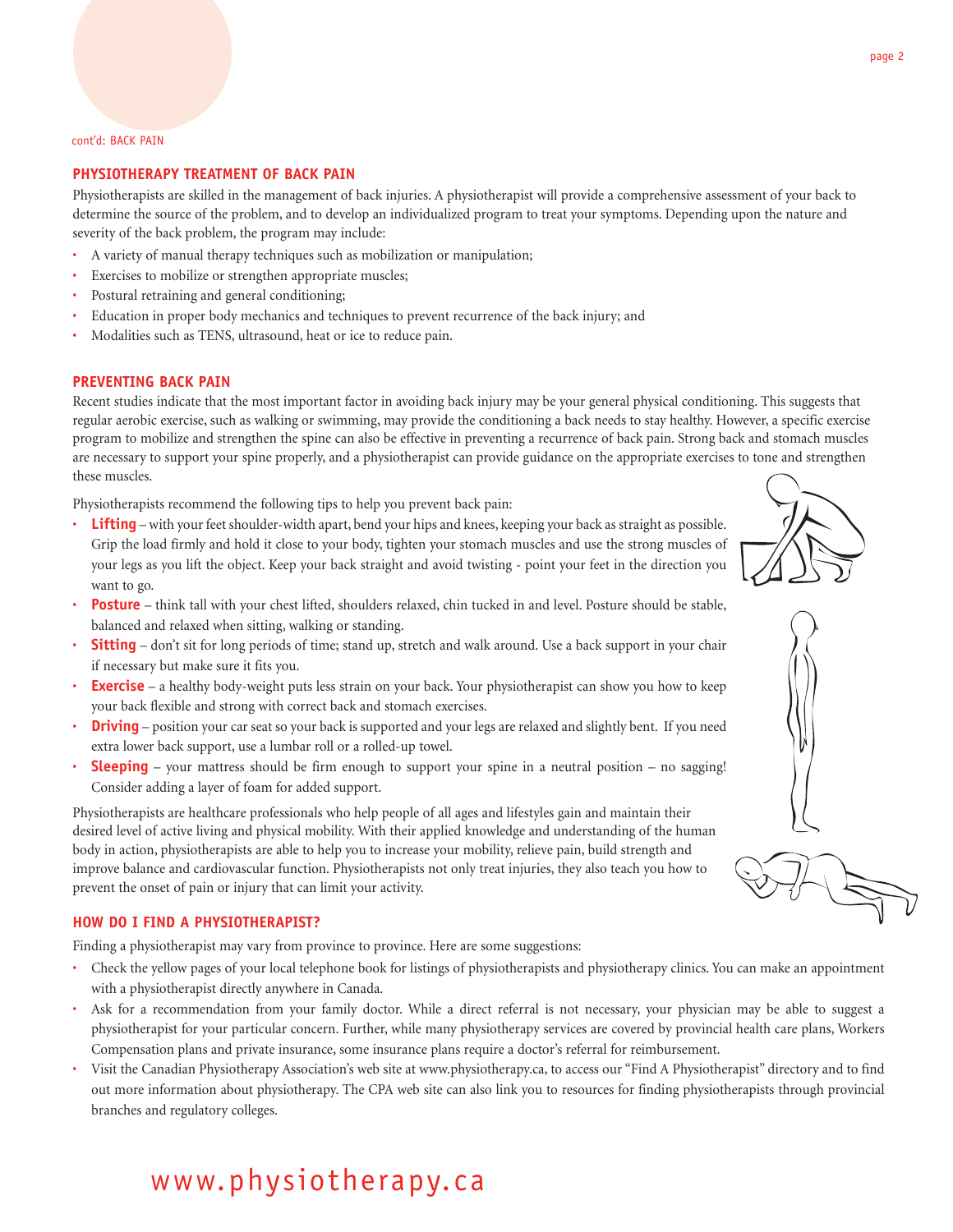cont'd: BACK PAIN

## PHYSIOTHERAPY TREATMENT OF BACK PAIN

Physiotherapists are skilled in the management of back injuries. A physiotherapist will provide a comprehensive assessment of your back to determine the source of the problem, and to develop an individualized program to treat your symptoms. Depending upon the nature and severity of the back problem, the program may include:

- A variety of manual therapy techniques such as mobilization or manipulation;
- Exercises to mobilize or strengthen appropriate muscles;
- Postural retraining and general conditioning;
- Education in proper body mechanics and techniques to prevent recurrence of the back injury; and
- Modalities such as TENS, ultrasound, heat or ice to reduce pain.

## PREVENTING BACK PAIN

Recent studies indicate that the most important factor in avoiding back injury may be your general physical conditioning. This suggests that regular aerobic exercise, such as walking or swimming, may provide the conditioning a back needs to stay healthy. However, a specific exercise program to mobilize and strengthen the spine can also be effective in preventing a recurrence of back pain. Strong back and stomach muscles are necessary to support your spine properly, and a physiotherapist can provide guidance on the appropriate exercises to tone and strengthen these muscles.

Physiotherapists recommend the following tips to help you prevent back pain:

- **Lifting** – with your feet shoulder-width apart, bend your hips and knees, keeping your back as straight as possible. Grip the load firmly and hold it close to your body, tighten your stomach muscles and use the strong muscles of your legs as you lift the object. Keep your back straight and avoid twisting - point your feet in the direction you want to go.
- **Posture** – think tall with your chest lifted, shoulders relaxed, chin tucked in and level. Posture should be stable, balanced and relaxed when sitting, walking or standing.
- **Sitting** – don't sit for long periods of time; stand up, stretch and walk around. Use a back support in your chair if necessary but make sure it fits you.
- **Exercise** – a healthy body-weight puts less strain on your back. Your physiotherapist can show you how to keep your back flexible and strong with correct back and stomach exercises.
- **Driving** – position your car seat so your back is supported and your legs are relaxed and slightly bent. If you need extra lower back support, use a lumbar roll or a rolled-up towel.
- **Sleeping** – your mattress should be firm enough to support your spine in a neutral position – no sagging! Consider adding a layer of foam for added support.

Physiotherapists are healthcare professionals who help people of all ages and lifestyles gain and maintain their desired level of active living and physical mobility. With their applied knowledge and understanding of the human body in action, physiotherapists are able to help you to increase your mobility, relieve pain, build strength and improve balance and cardiovascular function. Physiotherapists not only treat injuries, they also teach you how to prevent the onset of pain or injury that can limit your activity.

## HOW DO I FIND A PHYSIOTHERAPIST?

Finding a physiotherapist may vary from province to province. Here are some suggestions:

- Check the yellow pages of your local telephone book for listings of physiotherapists and physiotherapy clinics. You can make an appointment with a physiotherapist directly anywhere in Canada.
- Ask for a recommendation from your family doctor. While a direct referral is not necessary, your physician may be able to suggest a physiotherapist for your particular concern. Further, while many physiotherapy services are covered by provincial health care plans, Workers Compensation plans and private insurance, some insurance plans require a doctor's referral for reimbursement.
- Visit the Canadian Physiotherapy Association's web site at www.physiotherapy.ca, to access our "Find A Physiotherapist" directory and to find out more information about physiotherapy. The CPA web site can also link you to resources for finding physiotherapists through provincial branches and regulatory colleges.

www.physiotherapy.ca